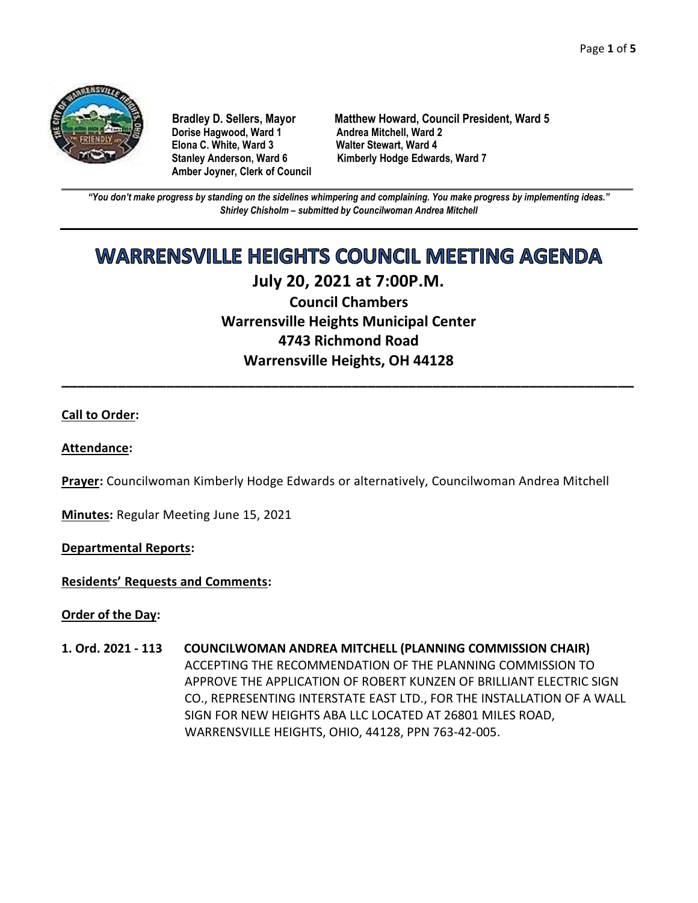**Bradley D. Sellers, Mayor**
**Matthew Howard, Council President, Ward 5**
**Dorise Hagwood, Ward 1**
**Andrea Mitchell, Ward 2**
**Elona C. White, Ward 3**
**Walter Stewart, Ward 4**
**Stanley Anderson, Ward 6**
**Kimberly Hodge Edwards, Ward 7**
**Amber Joyner, Clerk of Council**

***"You don't make progress by standing on the sidelines whimpering and complaining. You make progress by implementing ideas."***
***Shirley Chisholm – submitted by Councilwoman Andrea Mitchell***

# WARRENSVILLE HEIGHTS COUNCIL MEETING AGENDA

## July 20, 2021 at 7:00P.M.

### Council Chambers
### Warrensville Heights Municipal Center
### 4743 Richmond Road
### Warrensville Heights, OH 44128

---

**Call to Order:**

**Attendance:**

**Prayer:** Councilwoman Kimberly Hodge Edwards or alternatively, Councilwoman Andrea Mitchell

**Minutes:** Regular Meeting June 15, 2021

**Departmental Reports:**

**Residents' Requests and Comments:**

**Order of the Day:**

**1. Ord. 2021 - 113 COUNCILWOMAN ANDREA MITCHELL (PLANNING COMMISSION CHAIR)**
ACCEPTING THE RECOMMENDATION OF THE PLANNING COMMISSION TO APPROVE THE APPLICATION OF ROBERT KUNZEN OF BRILLIANT ELECTRIC SIGN CO., REPRESENTING INTERSTATE EAST LTD., FOR THE INSTALLATION OF A WALL SIGN FOR NEW HEIGHTS ABA LLC LOCATED AT 26801 MILES ROAD, WARRENSVILLE HEIGHTS, OHIO, 44128, PPN 763-42-005.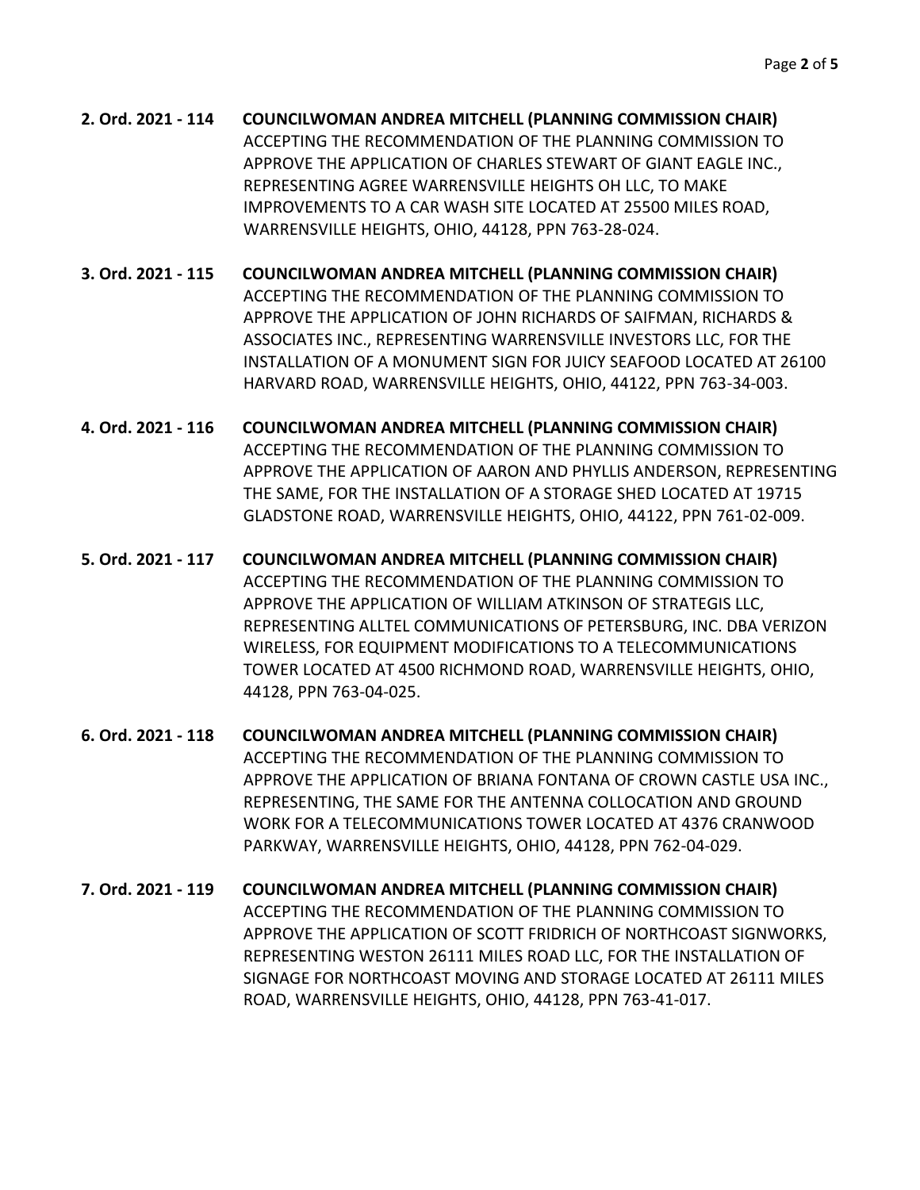**2. Ord. 2021 - 114 COUNCILWOMAN ANDREA MITCHELL (PLANNING COMMISSION CHAIR)**
ACCEPTING THE RECOMMENDATION OF THE PLANNING COMMISSION TO APPROVE THE APPLICATION OF CHARLES STEWART OF GIANT EAGLE INC., REPRESENTING AGREE WARRENSVILLE HEIGHTS OH LLC, TO MAKE IMPROVEMENTS TO A CAR WASH SITE LOCATED AT 25500 MILES ROAD, WARRENSVILLE HEIGHTS, OHIO, 44128, PPN 763-28-024.

**3. Ord. 2021 - 115 COUNCILWOMAN ANDREA MITCHELL (PLANNING COMMISSION CHAIR)**
ACCEPTING THE RECOMMENDATION OF THE PLANNING COMMISSION TO APPROVE THE APPLICATION OF JOHN RICHARDS OF SAIFMAN, RICHARDS & ASSOCIATES INC., REPRESENTING WARRENSVILLE INVESTORS LLC, FOR THE INSTALLATION OF A MONUMENT SIGN FOR JUICY SEAFOOD LOCATED AT 26100 HARVARD ROAD, WARRENSVILLE HEIGHTS, OHIO, 44122, PPN 763-34-003.

**4. Ord. 2021 - 116 COUNCILWOMAN ANDREA MITCHELL (PLANNING COMMISSION CHAIR)**
ACCEPTING THE RECOMMENDATION OF THE PLANNING COMMISSION TO APPROVE THE APPLICATION OF AARON AND PHYLLIS ANDERSON, REPRESENTING THE SAME, FOR THE INSTALLATION OF A STORAGE SHED LOCATED AT 19715 GLADSTONE ROAD, WARRENSVILLE HEIGHTS, OHIO, 44122, PPN 761-02-009.

**5. Ord. 2021 - 117 COUNCILWOMAN ANDREA MITCHELL (PLANNING COMMISSION CHAIR)**
ACCEPTING THE RECOMMENDATION OF THE PLANNING COMMISSION TO APPROVE THE APPLICATION OF WILLIAM ATKINSON OF STRATEGIS LLC, REPRESENTING ALLTEL COMMUNICATIONS OF PETERSBURG, INC. DBA VERIZON WIRELESS, FOR EQUIPMENT MODIFICATIONS TO A TELECOMMUNICATIONS TOWER LOCATED AT 4500 RICHMOND ROAD, WARRENSVILLE HEIGHTS, OHIO, 44128, PPN 763-04-025.

**6. Ord. 2021 - 118 COUNCILWOMAN ANDREA MITCHELL (PLANNING COMMISSION CHAIR)**
ACCEPTING THE RECOMMENDATION OF THE PLANNING COMMISSION TO APPROVE THE APPLICATION OF BRIANA FONTANA OF CROWN CASTLE USA INC., REPRESENTING, THE SAME FOR THE ANTENNA COLLOCATION AND GROUND WORK FOR A TELECOMMUNICATIONS TOWER LOCATED AT 4376 CRANWOOD PARKWAY, WARRENSVILLE HEIGHTS, OHIO, 44128, PPN 762-04-029.

**7. Ord. 2021 - 119 COUNCILWOMAN ANDREA MITCHELL (PLANNING COMMISSION CHAIR)**
ACCEPTING THE RECOMMENDATION OF THE PLANNING COMMISSION TO APPROVE THE APPLICATION OF SCOTT FRIDRICH OF NORTHCOAST SIGNWORKS, REPRESENTING WESTON 26111 MILES ROAD LLC, FOR THE INSTALLATION OF SIGNAGE FOR NORTHCOAST MOVING AND STORAGE LOCATED AT 26111 MILES ROAD, WARRENSVILLE HEIGHTS, OHIO, 44128, PPN 763-41-017.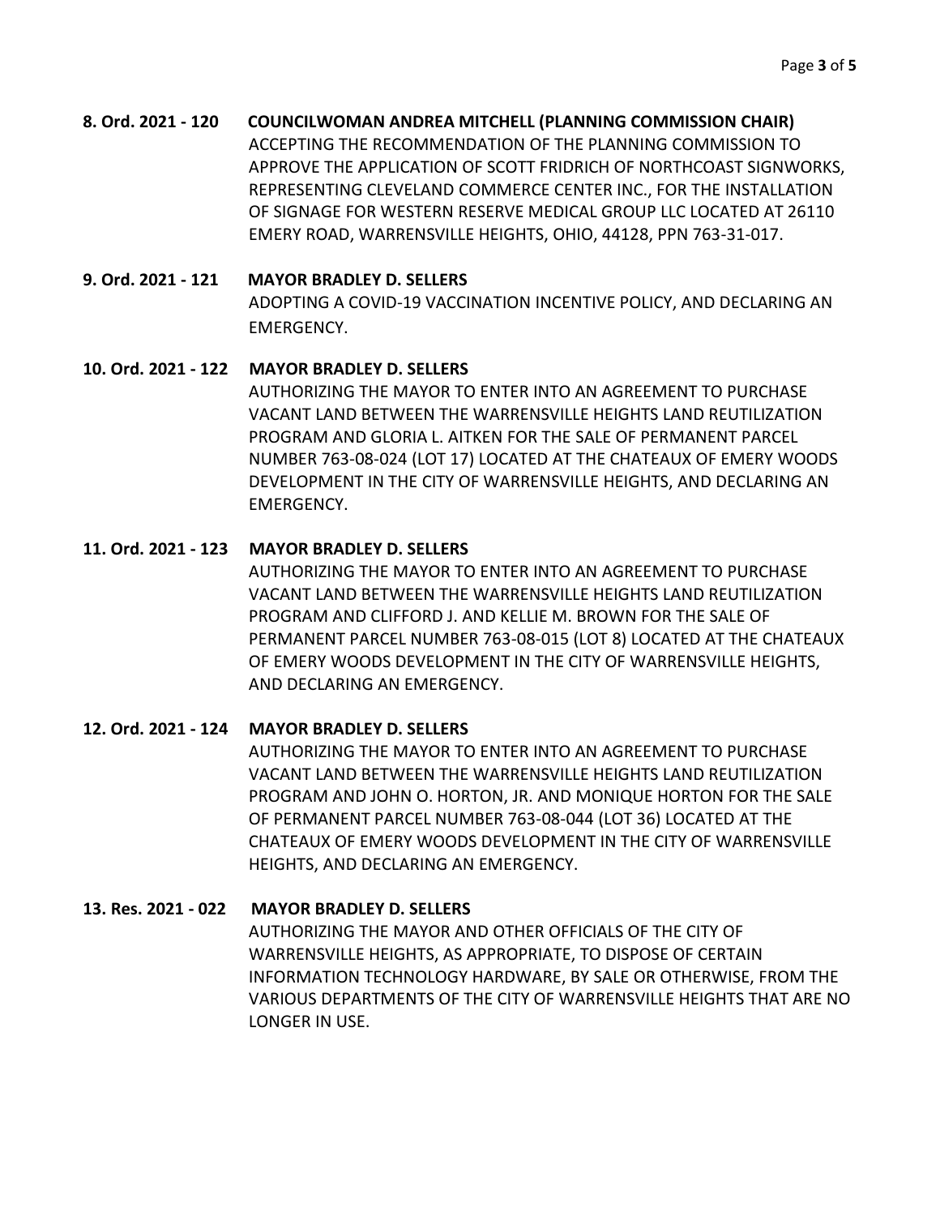**8. Ord. 2021 - 120 COUNCILWOMAN ANDREA MITCHELL (PLANNING COMMISSION CHAIR)**

ACCEPTING THE RECOMMENDATION OF THE PLANNING COMMISSION TO APPROVE THE APPLICATION OF SCOTT FRIDRICH OF NORTHCOAST SIGNWORKS, REPRESENTING CLEVELAND COMMERCE CENTER INC., FOR THE INSTALLATION OF SIGNAGE FOR WESTERN RESERVE MEDICAL GROUP LLC LOCATED AT 26110 EMERY ROAD, WARRENSVILLE HEIGHTS, OHIO, 44128, PPN 763-31-017.

**9. Ord. 2021 - 121 MAYOR BRADLEY D. SELLERS**

ADOPTING A COVID-19 VACCINATION INCENTIVE POLICY, AND DECLARING AN EMERGENCY.

**10. Ord. 2021 - 122 MAYOR BRADLEY D. SELLERS**

AUTHORIZING THE MAYOR TO ENTER INTO AN AGREEMENT TO PURCHASE VACANT LAND BETWEEN THE WARRENSVILLE HEIGHTS LAND REUTILIZATION PROGRAM AND GLORIA L. AITKEN FOR THE SALE OF PERMANENT PARCEL NUMBER 763-08-024 (LOT 17) LOCATED AT THE CHATEAUX OF EMERY WOODS DEVELOPMENT IN THE CITY OF WARRENSVILLE HEIGHTS, AND DECLARING AN EMERGENCY.

**11. Ord. 2021 - 123 MAYOR BRADLEY D. SELLERS**

AUTHORIZING THE MAYOR TO ENTER INTO AN AGREEMENT TO PURCHASE VACANT LAND BETWEEN THE WARRENSVILLE HEIGHTS LAND REUTILIZATION PROGRAM AND CLIFFORD J. AND KELLIE M. BROWN FOR THE SALE OF PERMANENT PARCEL NUMBER 763-08-015 (LOT 8) LOCATED AT THE CHATEAUX OF EMERY WOODS DEVELOPMENT IN THE CITY OF WARRENSVILLE HEIGHTS, AND DECLARING AN EMERGENCY.

**12. Ord. 2021 - 124 MAYOR BRADLEY D. SELLERS**

AUTHORIZING THE MAYOR TO ENTER INTO AN AGREEMENT TO PURCHASE VACANT LAND BETWEEN THE WARRENSVILLE HEIGHTS LAND REUTILIZATION PROGRAM AND JOHN O. HORTON, JR. AND MONIQUE HORTON FOR THE SALE OF PERMANENT PARCEL NUMBER 763-08-044 (LOT 36) LOCATED AT THE CHATEAUX OF EMERY WOODS DEVELOPMENT IN THE CITY OF WARRENSVILLE HEIGHTS, AND DECLARING AN EMERGENCY.

**13. Res. 2021 - 022 MAYOR BRADLEY D. SELLERS**

AUTHORIZING THE MAYOR AND OTHER OFFICIALS OF THE CITY OF WARRENSVILLE HEIGHTS, AS APPROPRIATE, TO DISPOSE OF CERTAIN INFORMATION TECHNOLOGY HARDWARE, BY SALE OR OTHERWISE, FROM THE VARIOUS DEPARTMENTS OF THE CITY OF WARRENSVILLE HEIGHTS THAT ARE NO LONGER IN USE.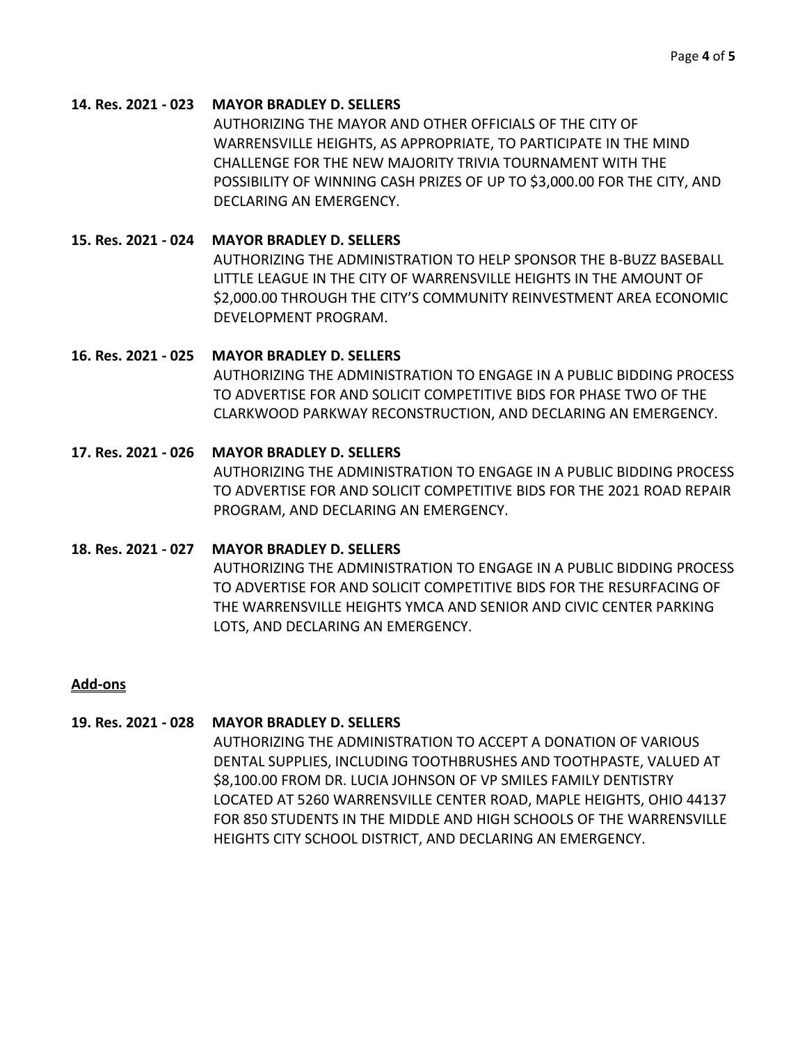**14. Res. 2021 - 023 MAYOR BRADLEY D. SELLERS**

AUTHORIZING THE MAYOR AND OTHER OFFICIALS OF THE CITY OF WARRENSVILLE HEIGHTS, AS APPROPRIATE, TO PARTICIPATE IN THE MIND CHALLENGE FOR THE NEW MAJORITY TRIVIA TOURNAMENT WITH THE POSSIBILITY OF WINNING CASH PRIZES OF UP TO $3,000.00 FOR THE CITY, AND DECLARING AN EMERGENCY.

**15. Res. 2021 - 024 MAYOR BRADLEY D. SELLERS**

AUTHORIZING THE ADMINISTRATION TO HELP SPONSOR THE B-BUZZ BASEBALL LITTLE LEAGUE IN THE CITY OF WARRENSVILLE HEIGHTS IN THE AMOUNT OF $2,000.00 THROUGH THE CITY'S COMMUNITY REINVESTMENT AREA ECONOMIC DEVELOPMENT PROGRAM.

**16. Res. 2021 - 025 MAYOR BRADLEY D. SELLERS**

AUTHORIZING THE ADMINISTRATION TO ENGAGE IN A PUBLIC BIDDING PROCESS TO ADVERTISE FOR AND SOLICIT COMPETITIVE BIDS FOR PHASE TWO OF THE CLARKWOOD PARKWAY RECONSTRUCTION, AND DECLARING AN EMERGENCY.

**17. Res. 2021 - 026 MAYOR BRADLEY D. SELLERS**

AUTHORIZING THE ADMINISTRATION TO ENGAGE IN A PUBLIC BIDDING PROCESS TO ADVERTISE FOR AND SOLICIT COMPETITIVE BIDS FOR THE 2021 ROAD REPAIR PROGRAM, AND DECLARING AN EMERGENCY.

**18. Res. 2021 - 027 MAYOR BRADLEY D. SELLERS**

AUTHORIZING THE ADMINISTRATION TO ENGAGE IN A PUBLIC BIDDING PROCESS TO ADVERTISE FOR AND SOLICIT COMPETITIVE BIDS FOR THE RESURFACING OF THE WARRENSVILLE HEIGHTS YMCA AND SENIOR AND CIVIC CENTER PARKING LOTS, AND DECLARING AN EMERGENCY.

**Add-ons**

**19. Res. 2021 - 028 MAYOR BRADLEY D. SELLERS**

AUTHORIZING THE ADMINISTRATION TO ACCEPT A DONATION OF VARIOUS DENTAL SUPPLIES, INCLUDING TOOTHBRUSHES AND TOOTHPASTE, VALUED AT $8,100.00 FROM DR. LUCIA JOHNSON OF VP SMILES FAMILY DENTISTRY LOCATED AT 5260 WARRENSVILLE CENTER ROAD, MAPLE HEIGHTS, OHIO 44137 FOR 850 STUDENTS IN THE MIDDLE AND HIGH SCHOOLS OF THE WARRENSVILLE HEIGHTS CITY SCHOOL DISTRICT, AND DECLARING AN EMERGENCY.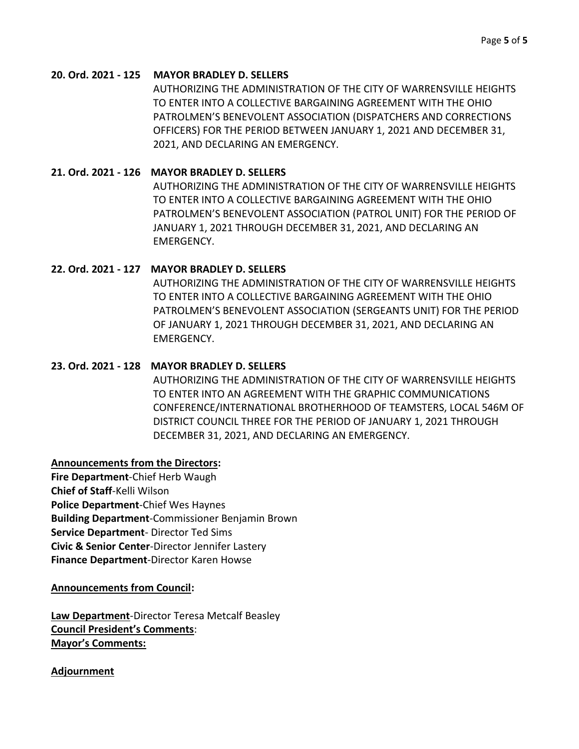**20. Ord. 2021 - 125 MAYOR BRADLEY D. SELLERS**

AUTHORIZING THE ADMINISTRATION OF THE CITY OF WARRENSVILLE HEIGHTS TO ENTER INTO A COLLECTIVE BARGAINING AGREEMENT WITH THE OHIO PATROLMEN'S BENEVOLENT ASSOCIATION (DISPATCHERS AND CORRECTIONS OFFICERS) FOR THE PERIOD BETWEEN JANUARY 1, 2021 AND DECEMBER 31, 2021, AND DECLARING AN EMERGENCY.

**21. Ord. 2021 - 126 MAYOR BRADLEY D. SELLERS**

AUTHORIZING THE ADMINISTRATION OF THE CITY OF WARRENSVILLE HEIGHTS TO ENTER INTO A COLLECTIVE BARGAINING AGREEMENT WITH THE OHIO PATROLMEN'S BENEVOLENT ASSOCIATION (PATROL UNIT) FOR THE PERIOD OF JANUARY 1, 2021 THROUGH DECEMBER 31, 2021, AND DECLARING AN EMERGENCY.

**22. Ord. 2021 - 127 MAYOR BRADLEY D. SELLERS**

AUTHORIZING THE ADMINISTRATION OF THE CITY OF WARRENSVILLE HEIGHTS TO ENTER INTO A COLLECTIVE BARGAINING AGREEMENT WITH THE OHIO PATROLMEN'S BENEVOLENT ASSOCIATION (SERGEANTS UNIT) FOR THE PERIOD OF JANUARY 1, 2021 THROUGH DECEMBER 31, 2021, AND DECLARING AN EMERGENCY.

**23. Ord. 2021 - 128 MAYOR BRADLEY D. SELLERS**

AUTHORIZING THE ADMINISTRATION OF THE CITY OF WARRENSVILLE HEIGHTS TO ENTER INTO AN AGREEMENT WITH THE GRAPHIC COMMUNICATIONS CONFERENCE/INTERNATIONAL BROTHERHOOD OF TEAMSTERS, LOCAL 546M OF DISTRICT COUNCIL THREE FOR THE PERIOD OF JANUARY 1, 2021 THROUGH DECEMBER 31, 2021, AND DECLARING AN EMERGENCY.

**Announcements from the Directors:**

**Fire Department**-Chief Herb Waugh
**Chief of Staff**-Kelli Wilson
**Police Department**-Chief Wes Haynes
**Building Department**-Commissioner Benjamin Brown
**Service Department**- Director Ted Sims
**Civic & Senior Center**-Director Jennifer Lastery
**Finance Department**-Director Karen Howse

**Announcements from Council:**

**Law Department**-Director Teresa Metcalf Beasley
**Council President's Comments**:
**Mayor's Comments:**

**Adjournment**